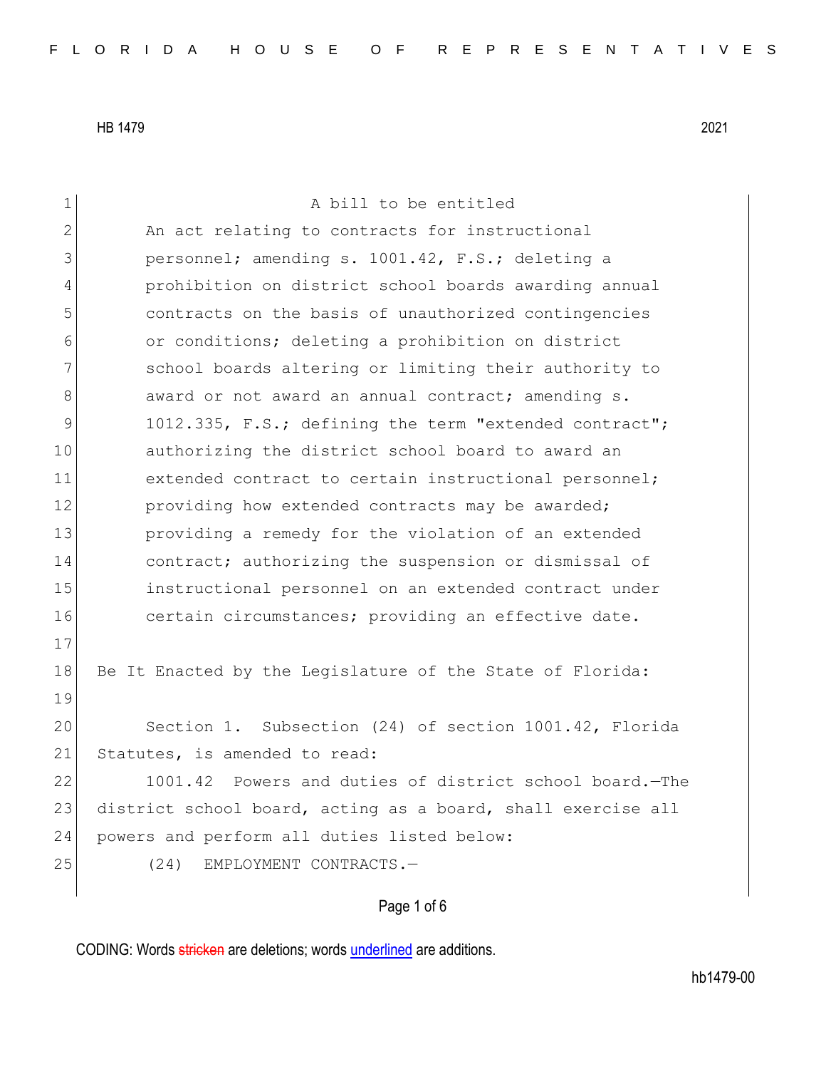HB 1479 2021

A bill to be entitled

An act relating to contracts for instructional personnel; amending s. 1001.42, F.S.; deleting a prohibition on district school boards awarding annual contracts on the basis of unauthorized contingencies or conditions; deleting a prohibition on district school boards altering or limiting their authority to award or not award an annual contract; amending s. 1012.335, F.S.; defining the term "extended contract"; authorizing the district school board to award an extended contract to certain instructional personnel; providing how extended contracts may be awarded; providing a remedy for the violation of an extended contract; authorizing the suspension or dismissal of instructional personnel on an extended contract under certain circumstances; providing an effective date.

Be It Enacted by the Legislature of the State of Florida:

Section 1. Subsection (24) of section 1001.42, Florida Statutes, is amended to read:

1001.42 Powers and duties of district school board.—The district school board, acting as a board, shall exercise all powers and perform all duties listed below:

(24) EMPLOYMENT CONTRACTS.—

CODING: Words stricken are deletions; words underlined are additions.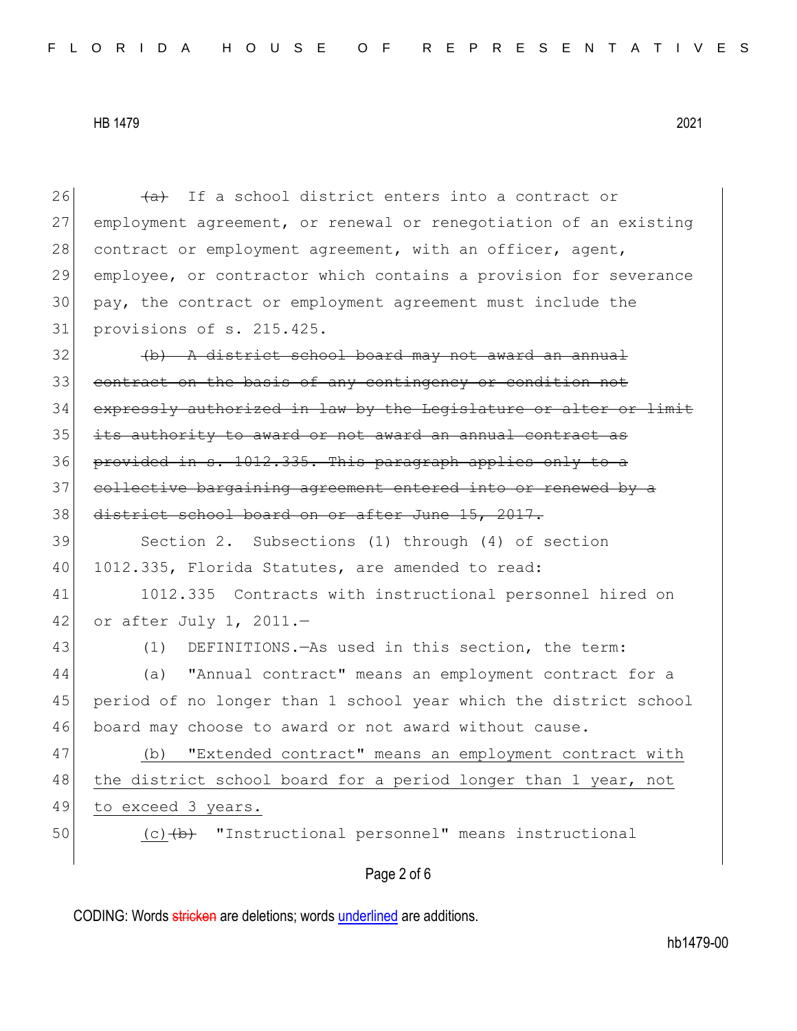26 ~~(a)~~ If a school district enters into a contract or
27 employment agreement, or renewal or renegotiation of an existing
28 contract or employment agreement, with an officer, agent,
29 employee, or contractor which contains a provision for severance
30 pay, the contract or employment agreement must include the
31 provisions of s. 215.425.

32 ~~(b) A district school board may not award an annual~~
33 ~~contract on the basis of any contingency or condition not~~
34 ~~expressly authorized in law by the Legislature or alter or limit~~
35 ~~its authority to award or not award an annual contract as~~
36 ~~provided in s. 1012.335. This paragraph applies only to a~~
37 ~~collective bargaining agreement entered into or renewed by a~~
38 ~~district school board on or after June 15, 2017.~~

39 Section 2. Subsections (1) through (4) of section
40 1012.335, Florida Statutes, are amended to read:

41 1012.335 Contracts with instructional personnel hired on
42 or after July 1, 2011.—

43 (1) DEFINITIONS.—As used in this section, the term:

44 (a) "Annual contract" means an employment contract for a
45 period of no longer than 1 school year which the district school
46 board may choose to award or not award without cause.

47 <u>(b) "Extended contract" means an employment contract with</u>
48 <u>the district school board for a period longer than 1 year, not</u>
49 <u>to exceed 3 years.</u>

50 <u>(c)</u>~~(b)~~ "Instructional personnel" means instructional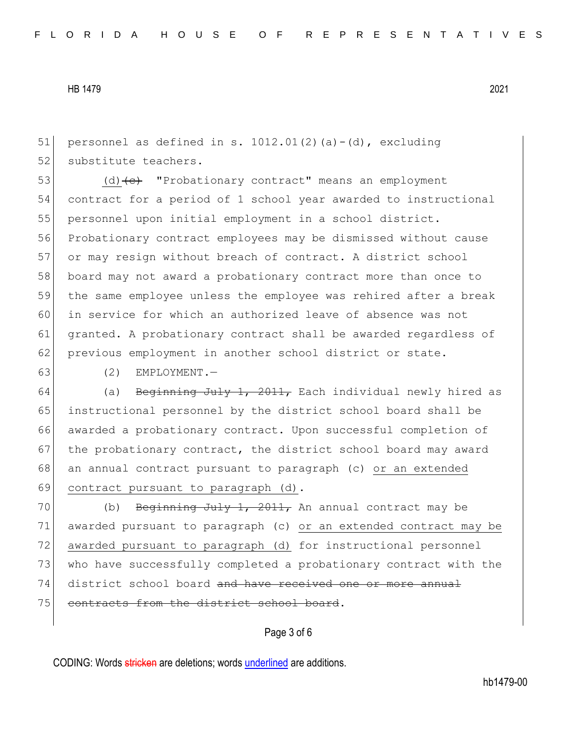personnel as defined in s. 1012.01(2)(a)-(d), excluding substitute teachers.

<u>(d)</u>~~(c)~~ "Probationary contract" means an employment contract for a period of 1 school year awarded to instructional personnel upon initial employment in a school district. Probationary contract employees may be dismissed without cause or may resign without breach of contract. A district school board may not award a probationary contract more than once to the same employee unless the employee was rehired after a break in service for which an authorized leave of absence was not granted. A probationary contract shall be awarded regardless of previous employment in another school district or state.

(2) EMPLOYMENT.—

(a) ~~Beginning July 1, 2011,~~ Each individual newly hired as instructional personnel by the district school board shall be awarded a probationary contract. Upon successful completion of the probationary contract, the district school board may award an annual contract pursuant to paragraph (c) <u>or an extended contract pursuant to paragraph (d)</u>.

(b) ~~Beginning July 1, 2011,~~ An annual contract may be awarded pursuant to paragraph (c) <u>or an extended contract may be awarded pursuant to paragraph (d)</u> for instructional personnel who have successfully completed a probationary contract with the district school board ~~and have received one or more annual contracts from the district school board~~.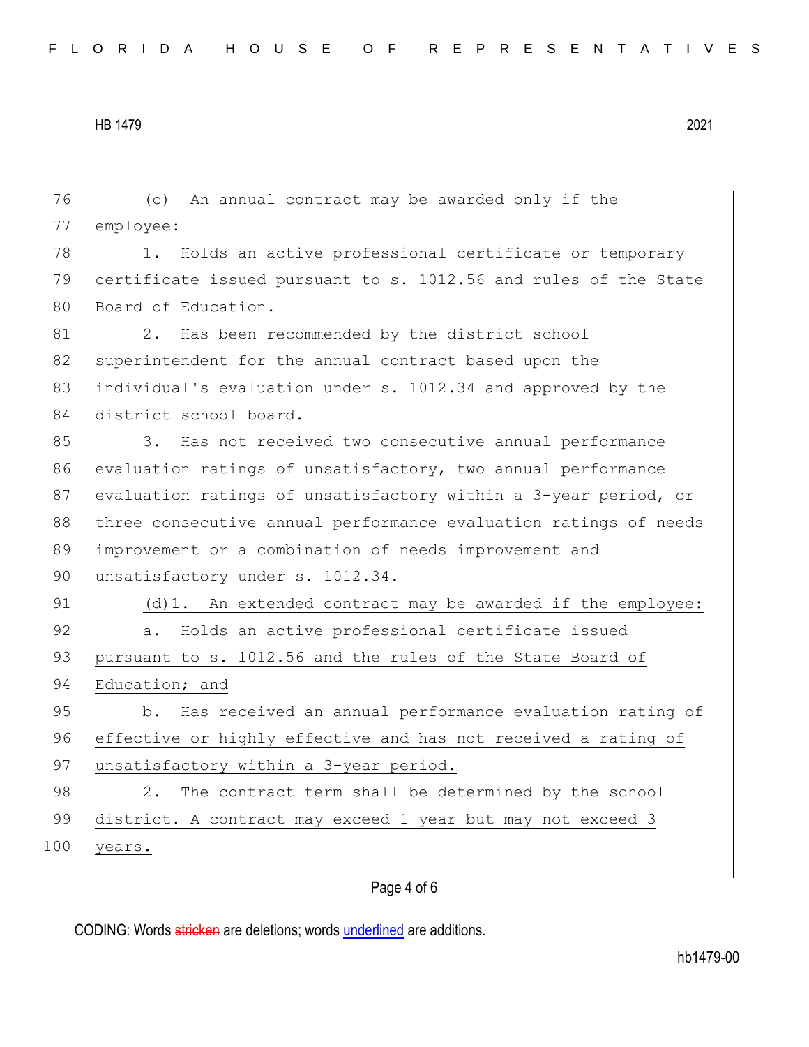76 (c) An annual contract may be awarded ~~only~~ if the
77 employee:

78 1. Holds an active professional certificate or temporary
79 certificate issued pursuant to s. 1012.56 and rules of the State
80 Board of Education.

81 2. Has been recommended by the district school
82 superintendent for the annual contract based upon the
83 individual's evaluation under s. 1012.34 and approved by the
84 district school board.

85 3. Has not received two consecutive annual performance
86 evaluation ratings of unsatisfactory, two annual performance
87 evaluation ratings of unsatisfactory within a 3-year period, or
88 three consecutive annual performance evaluation ratings of needs
89 improvement or a combination of needs improvement and
90 unsatisfactory under s. 1012.34.

91 <u>(d)1. An extended contract may be awarded if the employee:</u>

92 <u>a. Holds an active professional certificate issued</u>
93 <u>pursuant to s. 1012.56 and the rules of the State Board of</u>
94 <u>Education; and</u>

95 <u>b. Has received an annual performance evaluation rating of</u>
96 <u>effective or highly effective and has not received a rating of</u>
97 <u>unsatisfactory within a 3-year period.</u>

98 <u>2. The contract term shall be determined by the school</u>
99 <u>district. A contract may exceed 1 year but may not exceed 3</u>
100 <u>years.</u>

CODING: Words ~~stricken~~ are deletions; words <u>underlined</u> are additions.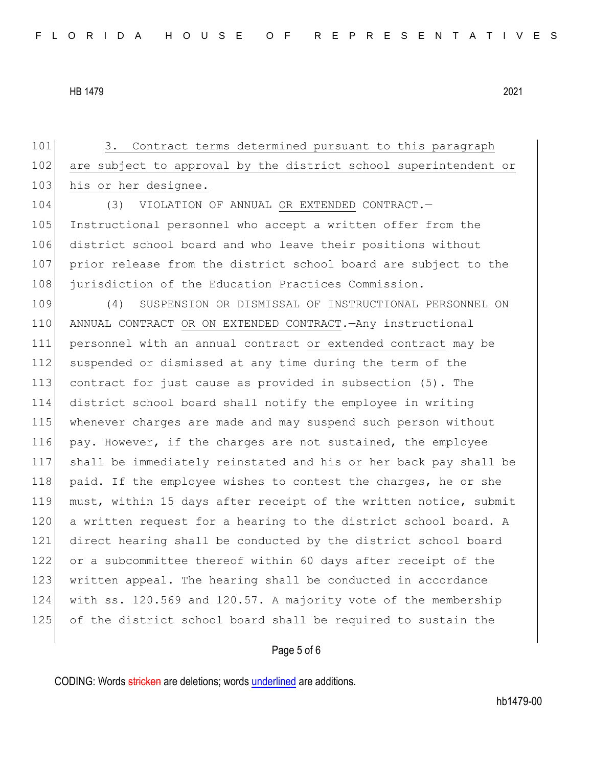3. Contract terms determined pursuant to this paragraph are subject to approval by the district school superintendent or his or her designee.

(3) VIOLATION OF ANNUAL OR EXTENDED CONTRACT.—Instructional personnel who accept a written offer from the district school board and who leave their positions without prior release from the district school board are subject to the jurisdiction of the Education Practices Commission.

(4) SUSPENSION OR DISMISSAL OF INSTRUCTIONAL PERSONNEL ON ANNUAL CONTRACT OR ON EXTENDED CONTRACT.—Any instructional personnel with an annual contract or extended contract may be suspended or dismissed at any time during the term of the contract for just cause as provided in subsection (5). The district school board shall notify the employee in writing whenever charges are made and may suspend such person without pay. However, if the charges are not sustained, the employee shall be immediately reinstated and his or her back pay shall be paid. If the employee wishes to contest the charges, he or she must, within 15 days after receipt of the written notice, submit a written request for a hearing to the district school board. A direct hearing shall be conducted by the district school board or a subcommittee thereof within 60 days after receipt of the written appeal. The hearing shall be conducted in accordance with ss. 120.569 and 120.57. A majority vote of the membership of the district school board shall be required to sustain the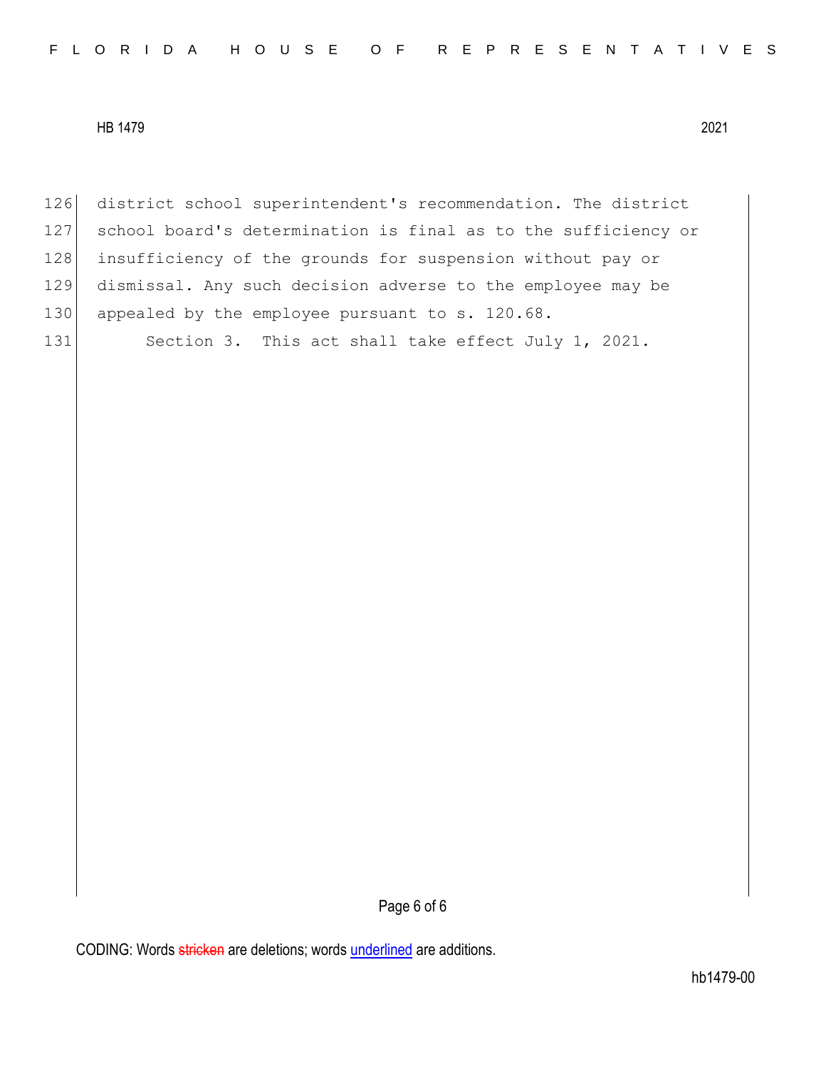district school superintendent's recommendation. The district school board's determination is final as to the sufficiency or insufficiency of the grounds for suspension without pay or dismissal. Any such decision adverse to the employee may be appealed by the employee pursuant to s. 120.68.

Section 3. This act shall take effect July 1, 2021.